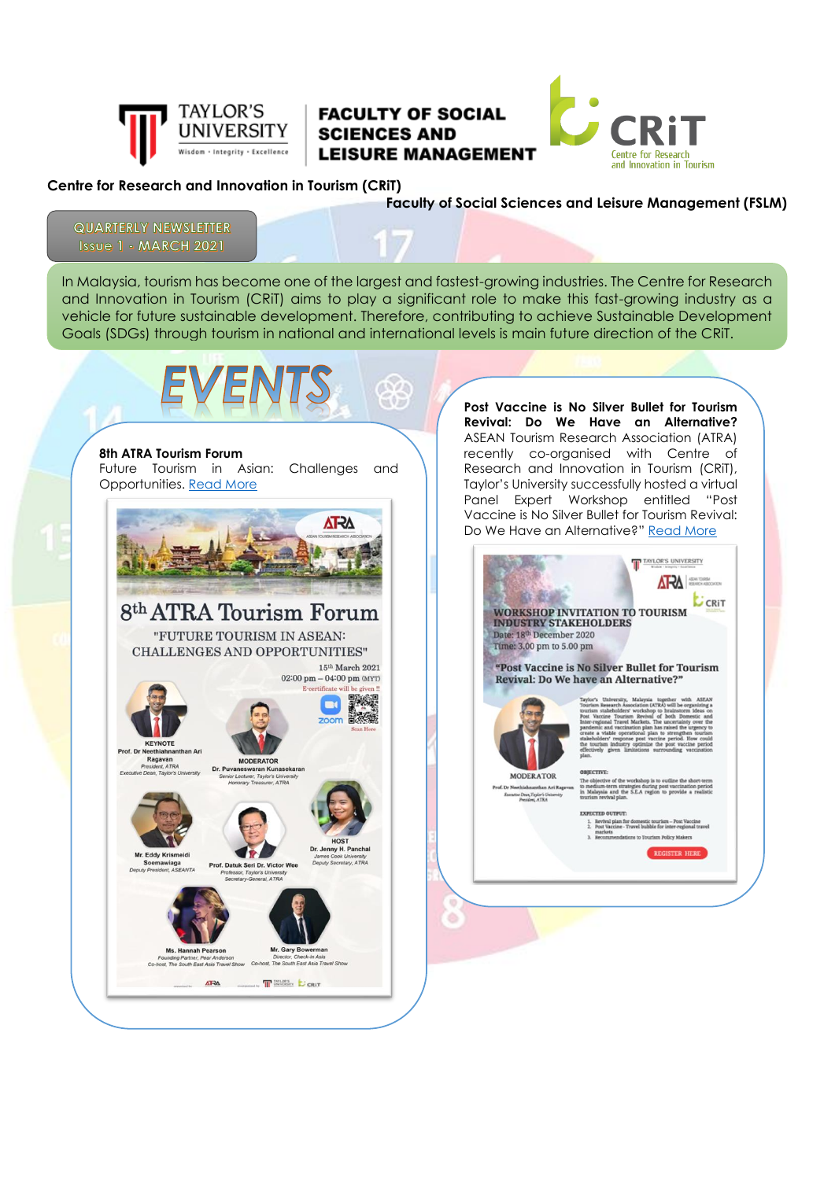TAYLOR'S UNIVERSITY
Wisdom · Integrity · Excellence

FACULTY OF SOCIAL SCIENCES AND LEISURE MANAGEMENT

CRiT
Centre for Research and Innovation in Tourism

**Centre for Research and Innovation in Tourism (CRiT)**

**Faculty of Social Sciences and Leisure Management (FSLM)**

QUARTERLY NEWSLETTER
Issue 1 - MARCH 2021

In Malaysia, tourism has become one of the largest and fastest-growing industries. The Centre for Research and Innovation in Tourism (CRiT) aims to play a significant role to make this fast-growing industry as a vehicle for future sustainable development. Therefore, contributing to achieve Sustainable Development Goals (SDGs) through tourism in national and international levels is main future direction of the CRiT.

# EVENTS

**8th ATRA Tourism Forum**
Future Tourism in Asian: Challenges and Opportunities. Read More

8th ATRA Tourism Forum

"FUTURE TOURISM IN ASEAN: CHALLENGES AND OPPORTUNITIES"

15th March 2021
02:00 pm – 04:00 pm (MYT)
E-certificate will be given !!

zoom
Scan Here

KEYNOTE
Prof. Dr Neethiahnanthan Ari Ragavan
President, ATRA
Executive Dean, Taylor's University

MODERATOR
Dr. Puvaneswaran Kunasekaran
Senior Lecturer, Taylor's University
Honorary Treasurer, ATRA

Mr. Eddy Krismeidi Soemawiaga
Deputy President, ASEANTA

Prof. Datuk Seri Dr. Victor Wee
Professor, Taylor's University
Secretary-General, ATRA

HOST
Dr. Jenny H. Panchal
James Cook University
Deputy Secretary, ATRA

Ms. Hannah Pearson
Founding Partner, Pear Anderson
Co-host, The South East Asia Travel Show

Mr. Gary Bowerman
Director, Check-In Asia
Co-host, The South East Asia Travel Show

**Post Vaccine is No Silver Bullet for Tourism Revival: Do We Have an Alternative?**
ASEAN Tourism Research Association (ATRA) recently co-organised with Centre of Research and Innovation in Tourism (CRiT), Taylor's University successfully hosted a virtual Panel Expert Workshop entitled "Post Vaccine is No Silver Bullet for Tourism Revival: Do We Have an Alternative?" Read More

WORKSHOP INVITATION TO TOURISM INDUSTRY STAKEHOLDERS
Date: 18th December 2020
Time: 3.00 pm to 5.00 pm

"Post Vaccine is No Silver Bullet for Tourism Revival: Do We have an Alternative?"

Taylor's University, Malaysia together with ASEAN Tourism Research Association (ATRA) will be organizing a tourism stakeholders' workshop to brainstorm ideas on Post Vaccine Tourism Revival of both Domestic and Inter-regional Travel Markets. The uncertainty over the pandemic and vaccination plan has raised the urgency to create a viable operational plan to strengthen tourism stakeholders' response post vaccine period. How could the tourism industry optimize the post vaccine period effectively given limitations surrounding vaccination plan.

MODERATOR
Prof. Dr Neethiahnanthan Ari Ragavan
Executive Dean, Taylor's University
President, ATRA

OBJECTIVE:
The objective of the workshop is to outline the short-term to medium-term strategies during post vaccination period in Malaysia and the S.E.A region to provide a realistic tourism revival plan.

EXPECTED OUTPUT:
1. Revival plan for domestic tourism – Post Vaccine
2. Post Vaccine - Travel bubble for inter-regional travel markets
3. Recommendations to Tourism Policy Makers

REGISTER HERE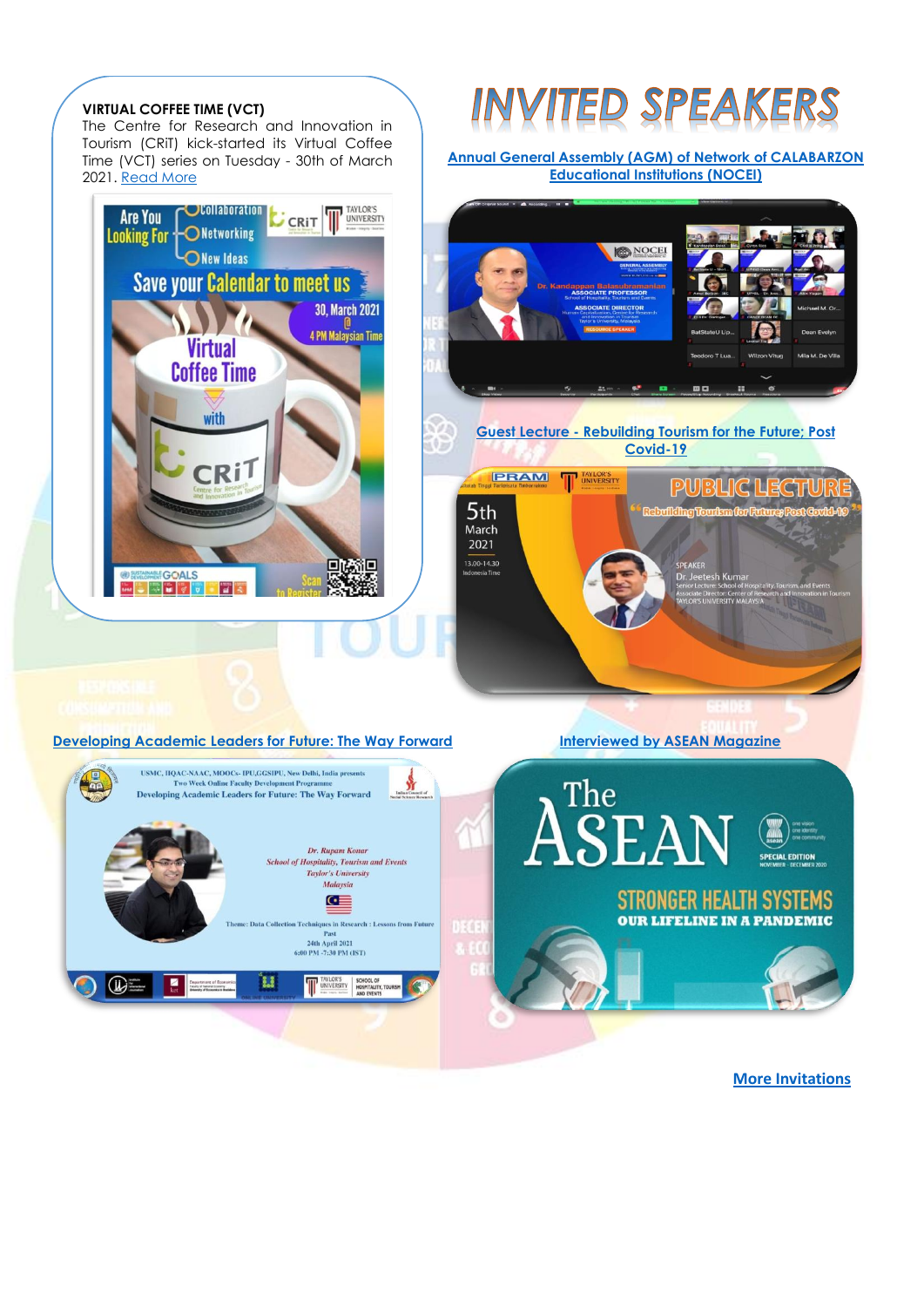**VIRTUAL COFFEE TIME (VCT)**

The Centre for Research and Innovation in Tourism (CRiT) kick-started its Virtual Coffee Time (VCT) series on Tuesday - 30th of March 2021. Read More

# INVITED SPEAKERS

Annual General Assembly (AGM) of Network of CALABARZON Educational Institutions (NOCEI)

Guest Lecture - Rebuilding Tourism for the Future; Post Covid-19

Developing Academic Leaders for Future: The Way Forward

Interviewed by ASEAN Magazine

More Invitations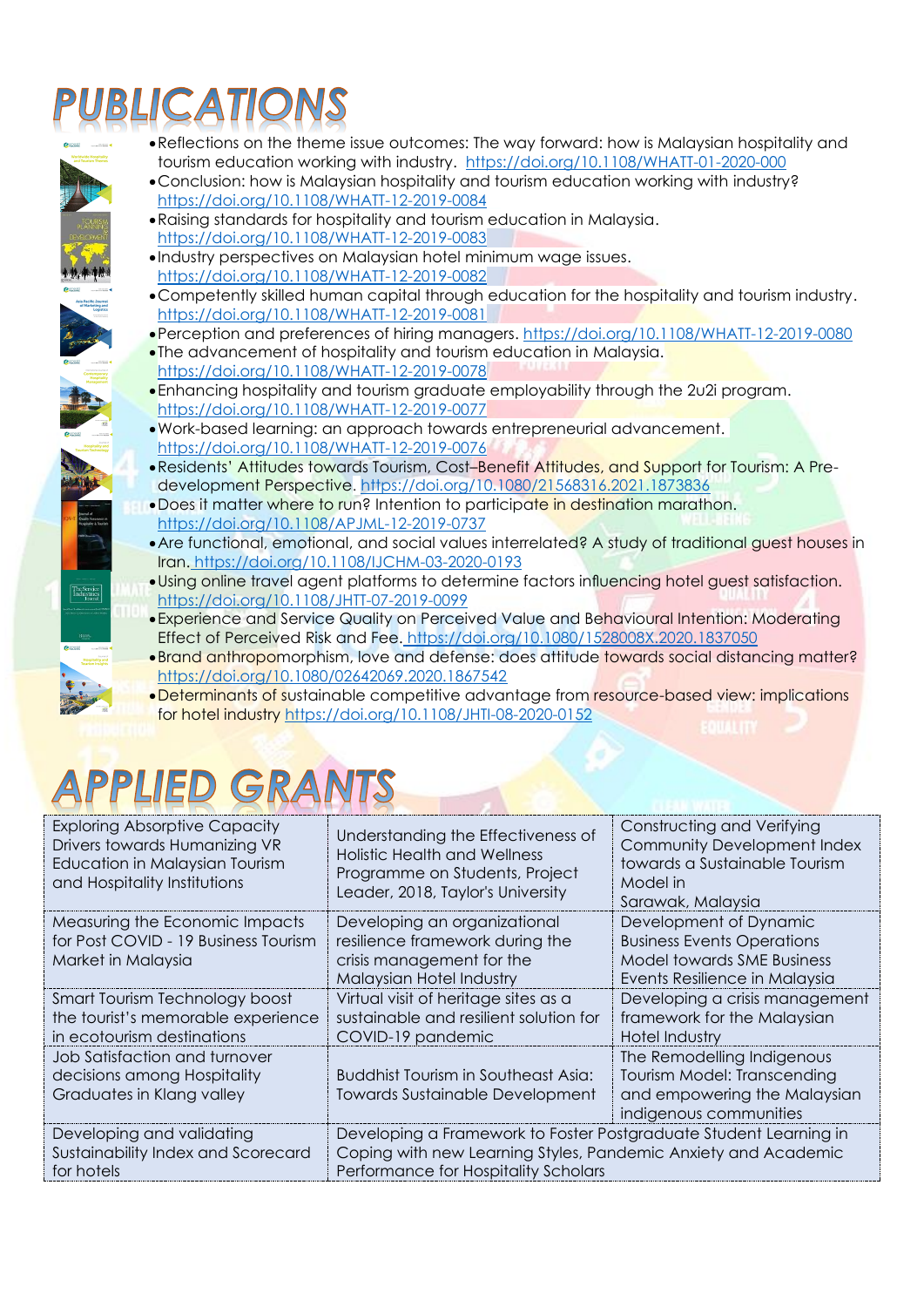# PUBLICATIONS

- Reflections on the theme issue outcomes: The way forward: how is Malaysian hospitality and tourism education working with industry. https://doi.org/10.1108/WHATT-01-2020-000
- Conclusion: how is Malaysian hospitality and tourism education working with industry? https://doi.org/10.1108/WHATT-12-2019-0084
- Raising standards for hospitality and tourism education in Malaysia. https://doi.org/10.1108/WHATT-12-2019-0083
- Industry perspectives on Malaysian hotel minimum wage issues. https://doi.org/10.1108/WHATT-12-2019-0082
- Competently skilled human capital through education for the hospitality and tourism industry. https://doi.org/10.1108/WHATT-12-2019-0081
- Perception and preferences of hiring managers. https://doi.org/10.1108/WHATT-12-2019-0080
- The advancement of hospitality and tourism education in Malaysia. https://doi.org/10.1108/WHATT-12-2019-0078
- Enhancing hospitality and tourism graduate employability through the 2u2i program. https://doi.org/10.1108/WHATT-12-2019-0077
- Work-based learning: an approach towards entrepreneurial advancement. https://doi.org/10.1108/WHATT-12-2019-0076
- Residents' Attitudes towards Tourism, Cost–Benefit Attitudes, and Support for Tourism: A Pre-development Perspective. https://doi.org/10.1080/21568316.2021.1873836
- Does it matter where to run? Intention to participate in destination marathon. https://doi.org/10.1108/APJML-12-2019-0737
- Are functional, emotional, and social values interrelated? A study of traditional guest houses in Iran. https://doi.org/10.1108/IJCHM-03-2020-0193
- Using online travel agent platforms to determine factors influencing hotel guest satisfaction. https://doi.org/10.1108/JHTT-07-2019-0099
- Experience and Service Quality on Perceived Value and Behavioural Intention: Moderating Effect of Perceived Risk and Fee. https://doi.org/10.1080/1528008X.2020.1837050
- Brand anthropomorphism, love and defense: does attitude towards social distancing matter? https://doi.org/10.1080/02642069.2020.1867542
- Determinants of sustainable competitive advantage from resource-based view: implications for hotel industry https://doi.org/10.1108/JHTI-08-2020-0152

# APPLIED GRANTS

| | | |
|---|---|---|
| Exploring Absorptive Capacity Drivers towards Humanizing VR Education in Malaysian Tourism and Hospitality Institutions | Understanding the Effectiveness of Holistic Health and Wellness Programme on Students, Project Leader, 2018, Taylor's University | Constructing and Verifying Community Development Index towards a Sustainable Tourism Model in Sarawak, Malaysia |
| Measuring the Economic Impacts for Post COVID - 19 Business Tourism Market in Malaysia | Developing an organizational resilience framework during the crisis management for the Malaysian Hotel Industry | Development of Dynamic Business Events Operations Model towards SME Business Events Resilience in Malaysia |
| Smart Tourism Technology boost the tourist's memorable experience in ecotourism destinations | Virtual visit of heritage sites as a sustainable and resilient solution for COVID-19 pandemic | Developing a crisis management framework for the Malaysian Hotel Industry |
| Job Satisfaction and turnover decisions among Hospitality Graduates in Klang valley | Buddhist Tourism in Southeast Asia: Towards Sustainable Development | The Remodelling Indigenous Tourism Model: Transcending and empowering the Malaysian indigenous communities |
| Developing and validating Sustainability Index and Scorecard for hotels | Developing a Framework to Foster Postgraduate Student Learning in Coping with new Learning Styles, Pandemic Anxiety and Academic Performance for Hospitality Scholars | |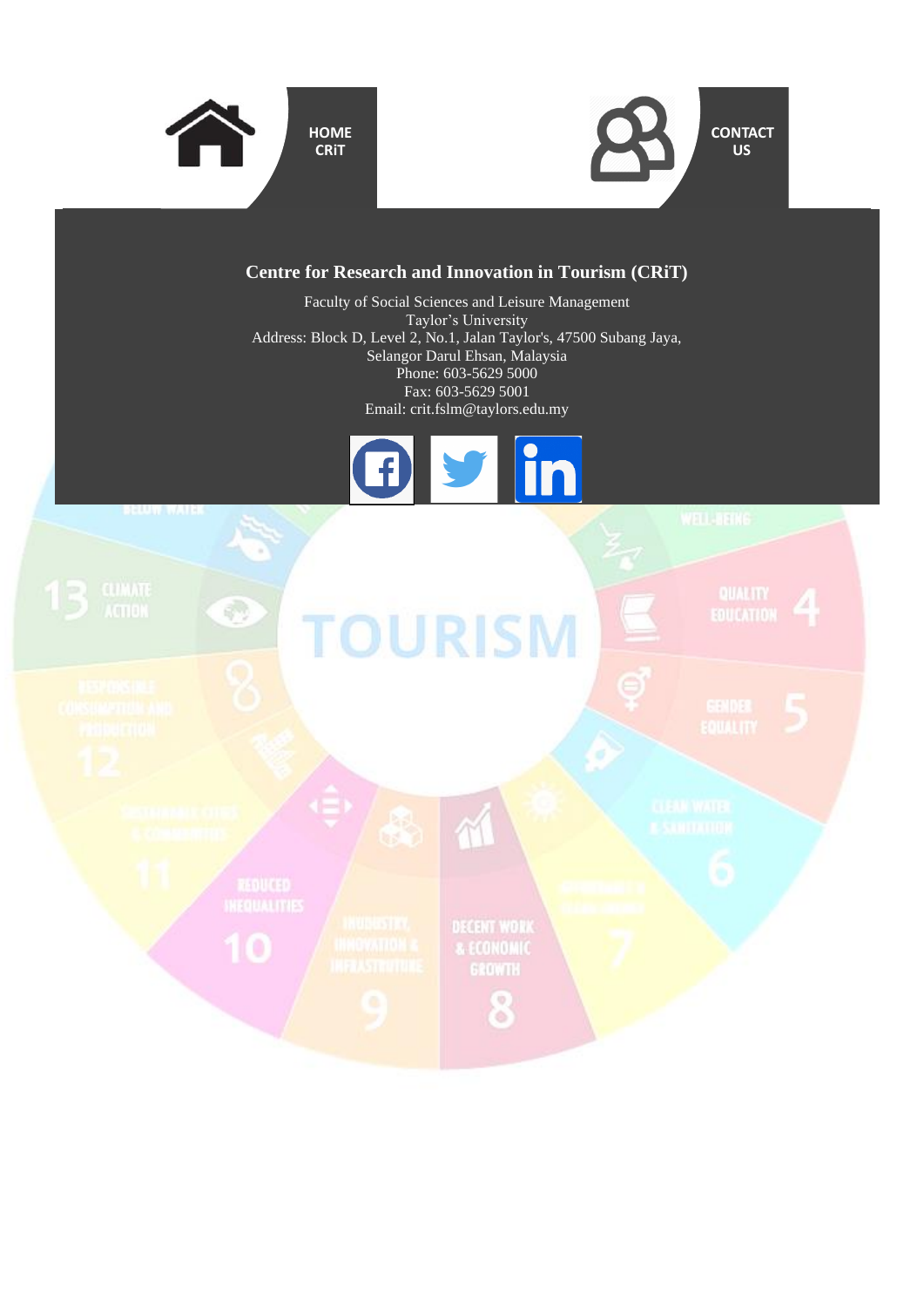HOME CRiT

CONTACT US

**Centre for Research and Innovation in Tourism (CRiT)**

Faculty of Social Sciences and Leisure Management
Taylor's University
Address: Block D, Level 2, No.1, Jalan Taylor's, 47500 Subang Jaya,
Selangor Darul Ehsan, Malaysia
Phone: 603-5629 5000
Fax: 603-5629 5001
Email: crit.fslm@taylors.edu.my